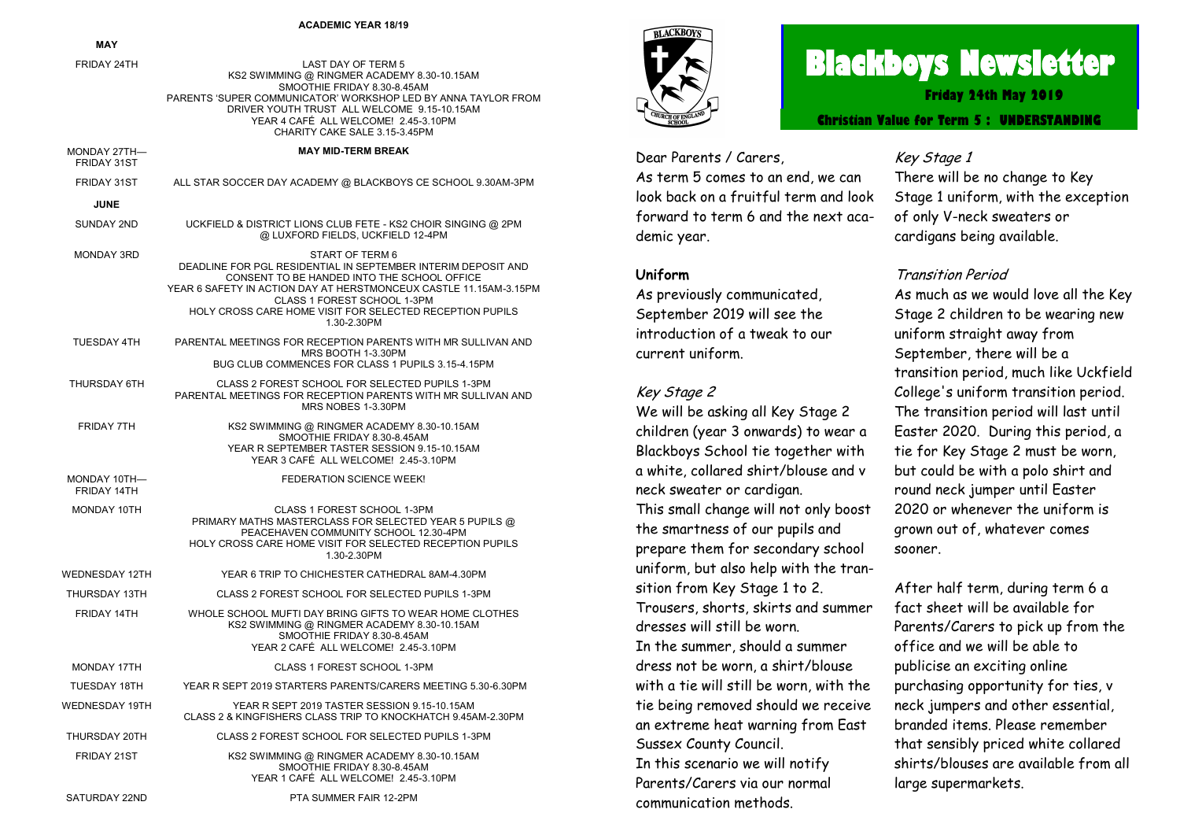# ACADEMIC YEAR 18/19

| | |
|---|---|
| **MAY** | |
| FRIDAY 24TH | LAST DAY OF TERM 5<br>KS2 SWIMMING @ RINGMER ACADEMY 8.30-10.15AM<br>SMOOTHIE FRIDAY 8.30-8.45AM<br>PARENTS 'SUPER COMMUNICATOR' WORKSHOP LED BY ANNA TAYLOR FROM DRIVER YOUTH TRUST ALL WELCOME 9.15-10.15AM<br>YEAR 4 CAFÉ ALL WELCOME! 2.45-3.10PM<br>CHARITY CAKE SALE 3.15-3.45PM |
| MONDAY 27TH— FRIDAY 31ST | **MAY MID-TERM BREAK** |
| FRIDAY 31ST | ALL STAR SOCCER DAY ACADEMY @ BLACKBOYS CE SCHOOL 9.30AM-3PM |
| **JUNE** | |
| SUNDAY 2ND | UCKFIELD & DISTRICT LIONS CLUB FETE - KS2 CHOIR SINGING @ 2PM @ LUXFORD FIELDS, UCKFIELD 12-4PM |
| MONDAY 3RD | START OF TERM 6<br>DEADLINE FOR PGL RESIDENTIAL IN SEPTEMBER INTERIM DEPOSIT AND CONSENT TO BE HANDED INTO THE SCHOOL OFFICE<br>YEAR 6 SAFETY IN ACTION DAY AT HERSTMONCEUX CASTLE 11.15AM-3.15PM<br>CLASS 1 FOREST SCHOOL 1-3PM<br>HOLY CROSS CARE HOME VISIT FOR SELECTED RECEPTION PUPILS 1.30-2.30PM |
| TUESDAY 4TH | PARENTAL MEETINGS FOR RECEPTION PARENTS WITH MR SULLIVAN AND MRS BOOTH 1-3.30PM<br>BUG CLUB COMMENCES FOR CLASS 1 PUPILS 3.15-4.15PM |
| THURSDAY 6TH | CLASS 2 FOREST SCHOOL FOR SELECTED PUPILS 1-3PM<br>PARENTAL MEETINGS FOR RECEPTION PARENTS WITH MR SULLIVAN AND MRS NOBES 1-3.30PM |
| FRIDAY 7TH | KS2 SWIMMING @ RINGMER ACADEMY 8.30-10.15AM<br>SMOOTHIE FRIDAY 8.30-8.45AM<br>YEAR R SEPTEMBER TASTER SESSION 9.15-10.15AM<br>YEAR 3 CAFÉ ALL WELCOME! 2.45-3.10PM |
| MONDAY 10TH— FRIDAY 14TH | FEDERATION SCIENCE WEEK! |
| MONDAY 10TH | CLASS 1 FOREST SCHOOL 1-3PM<br>PRIMARY MATHS MASTERCLASS FOR SELECTED YEAR 5 PUPILS @ PEACEHAVEN COMMUNITY SCHOOL 12.30-4PM<br>HOLY CROSS CARE HOME VISIT FOR SELECTED RECEPTION PUPILS 1.30-2.30PM |
| WEDNESDAY 12TH | YEAR 6 TRIP TO CHICHESTER CATHEDRAL 8AM-4.30PM |
| THURSDAY 13TH | CLASS 2 FOREST SCHOOL FOR SELECTED PUPILS 1-3PM |
| FRIDAY 14TH | WHOLE SCHOOL MUFTI DAY BRING GIFTS TO WEAR HOME CLOTHES<br>KS2 SWIMMING @ RINGMER ACADEMY 8.30-10.15AM<br>SMOOTHIE FRIDAY 8.30-8.45AM<br>YEAR 2 CAFÉ ALL WELCOME! 2.45-3.10PM |
| MONDAY 17TH | CLASS 1 FOREST SCHOOL 1-3PM |
| TUESDAY 18TH | YEAR R SEPT 2019 STARTERS PARENTS/CARERS MEETING 5.30-6.30PM |
| WEDNESDAY 19TH | YEAR R SEPT 2019 TASTER SESSION 9.15-10.15AM<br>CLASS 2 & KINGFISHERS CLASS TRIP TO KNOCKHATCH 9.45AM-2.30PM |
| THURSDAY 20TH | CLASS 2 FOREST SCHOOL FOR SELECTED PUPILS 1-3PM |
| FRIDAY 21ST | KS2 SWIMMING @ RINGMER ACADEMY 8.30-10.15AM<br>SMOOTHIE FRIDAY 8.30-8.45AM<br>YEAR 1 CAFÉ ALL WELCOME! 2.45-3.10PM |
| SATURDAY 22ND | PTA SUMMER FAIR 12-2PM |

# Blackboys Newsletter

**Friday 24th May 2019**

**Christian Value for Term 5 : UNDERSTANDING**

Dear Parents / Carers,

As term 5 comes to an end, we can look back on a fruitful term and look forward to term 6 and the next academic year.

## Uniform

As previously communicated, September 2019 will see the introduction of a tweak to our current uniform.

### *Key Stage 2*

We will be asking all Key Stage 2 children (year 3 onwards) to wear a Blackboys School tie together with a white, collared shirt/blouse and v neck sweater or cardigan.

This small change will not only boost the smartness of our pupils and prepare them for secondary school uniform, but also help with the transition from Key Stage 1 to 2.

Trousers, shorts, skirts and summer dresses will still be worn.

In the summer, should a summer dress not be worn, a shirt/blouse with a tie will still be worn, with the tie being removed should we receive an extreme heat warning from East Sussex County Council.

In this scenario we will notify Parents/Carers via our normal communication methods.

### *Key Stage 1*

There will be no change to Key Stage 1 uniform, with the exception of only V-neck sweaters or cardigans being available.

### *Transition Period*

As much as we would love all the Key Stage 2 children to be wearing new uniform straight away from September, there will be a transition period, much like Uckfield College's uniform transition period. The transition period will last until Easter 2020. During this period, a tie for Key Stage 2 must be worn, but could be with a polo shirt and round neck jumper until Easter 2020 or whenever the uniform is grown out of, whatever comes sooner.

After half term, during term 6 a fact sheet will be available for Parents/Carers to pick up from the office and we will be able to publicise an exciting online purchasing opportunity for ties, v neck jumpers and other essential, branded items. Please remember that sensibly priced white collared shirts/blouses are available from all large supermarkets.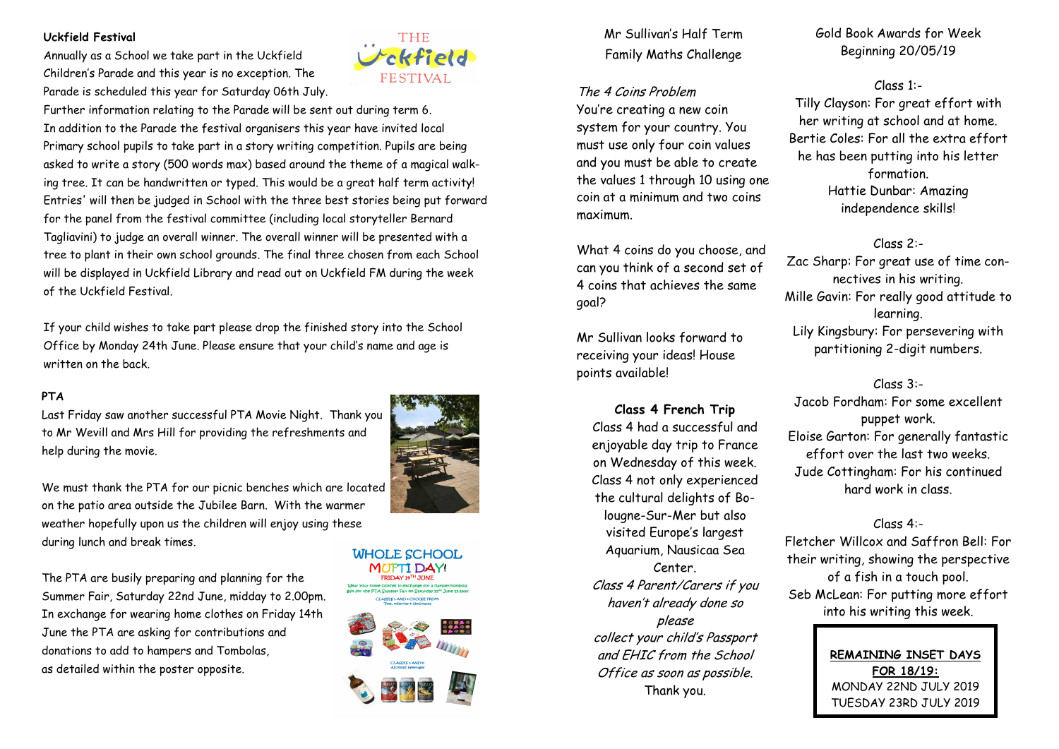### Uckfield Festival

Annually as a School we take part in the Uckfield Children's Parade and this year is no exception. The Parade is scheduled this year for Saturday 06th July. Further information relating to the Parade will be sent out during term 6. In addition to the Parade the festival organisers this year have invited local Primary school pupils to take part in a story writing competition. Pupils are being asked to write a story (500 words max) based around the theme of a magical walking tree. It can be handwritten or typed. This would be a great half term activity! Entries' will then be judged in School with the three best stories being put forward for the panel from the festival committee (including local storyteller Bernard Tagliavini) to judge an overall winner. The overall winner will be presented with a tree to plant in their own school grounds. The final three chosen from each School will be displayed in Uckfield Library and read out on Uckfield FM during the week of the Uckfield Festival.

If your child wishes to take part please drop the finished story into the School Office by Monday 24th June. Please ensure that your child's name and age is written on the back.

### PTA

Last Friday saw another successful PTA Movie Night. Thank you to Mr Wevill and Mrs Hill for providing the refreshments and help during the movie.

We must thank the PTA for our picnic benches which are located on the patio area outside the Jubilee Barn. With the warmer weather hopefully upon us the children will enjoy using these during lunch and break times.

The PTA are busily preparing and planning for the Summer Fair, Saturday 22nd June, midday to 2.00pm. In exchange for wearing home clothes on Friday 14th June the PTA are asking for contributions and donations to add to hampers and Tombolas, as detailed within the poster opposite.

### Mr Sullivan's Half Term Family Maths Challenge

*The 4 Coins Problem*

You're creating a new coin system for your country. You must use only four coin values and you must be able to create the values 1 through 10 using one coin at a minimum and two coins maximum.

What 4 coins do you choose, and can you think of a second set of 4 coins that achieves the same goal?

Mr Sullivan looks forward to receiving your ideas! House points available!

### Class 4 French Trip

Class 4 had a successful and enjoyable day trip to France on Wednesday of this week. Class 4 not only experienced the cultural delights of Boulogne-Sur-Mer but also visited Europe's largest Aquarium, Nausicaa Sea Center.

*Class 4 Parent/Carers if you haven't already done so please collect your child's Passport and EHIC from the School Office as soon as possible.*

Thank you.

### Gold Book Awards for Week Beginning 20/05/19

**Class 1:-**

Tilly Clayson: For great effort with her writing at school and at home.
Bertie Coles: For all the extra effort he has been putting into his letter formation.
Hattie Dunbar: Amazing independence skills!

**Class 2:-**

Zac Sharp: For great use of time connectives in his writing.
Mille Gavin: For really good attitude to learning.
Lily Kingsbury: For persevering with partitioning 2-digit numbers.

**Class 3:-**

Jacob Fordham: For some excellent puppet work.
Eloise Garton: For generally fantastic effort over the last two weeks.
Jude Cottingham: For his continued hard work in class.

**Class 4:-**

Fletcher Willcox and Saffron Bell: For their writing, showing the perspective of a fish in a touch pool.
Seb McLean: For putting more effort into his writing this week.

**REMAINING INSET DAYS FOR 18/19:**

MONDAY 22ND JULY 2019
TUESDAY 23RD JULY 2019